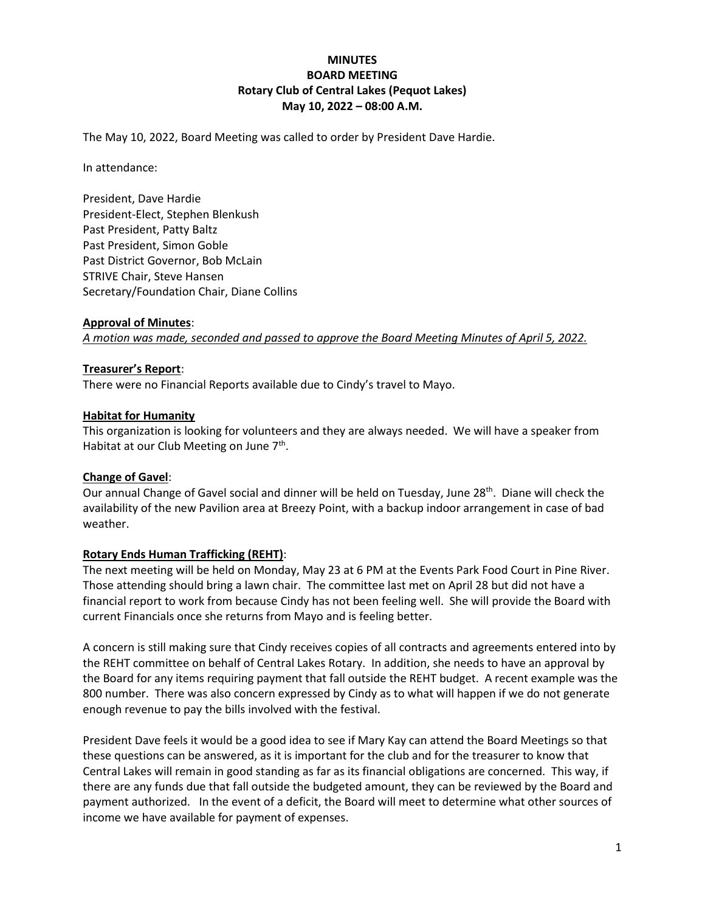# MINUTES
## BOARD MEETING
## Rotary Club of Central Lakes (Pequot Lakes)
## May 10, 2022 – 08:00 A.M.

The May 10, 2022, Board Meeting was called to order by President Dave Hardie.

In attendance:

President, Dave Hardie
President-Elect, Stephen Blenkush
Past President, Patty Baltz
Past President, Simon Goble
Past District Governor, Bob McLain
STRIVE Chair, Steve Hansen
Secretary/Foundation Chair, Diane Collins

**Approval of Minutes**:
*A motion was made, seconded and passed to approve the Board Meeting Minutes of April 5, 2022.*

**Treasurer's Report**:
There were no Financial Reports available due to Cindy's travel to Mayo.

**Habitat for Humanity**
This organization is looking for volunteers and they are always needed. We will have a speaker from Habitat at our Club Meeting on June 7th.

**Change of Gavel**:
Our annual Change of Gavel social and dinner will be held on Tuesday, June 28th. Diane will check the availability of the new Pavilion area at Breezy Point, with a backup indoor arrangement in case of bad weather.

**Rotary Ends Human Trafficking (REHT)**:
The next meeting will be held on Monday, May 23 at 6 PM at the Events Park Food Court in Pine River. Those attending should bring a lawn chair. The committee last met on April 28 but did not have a financial report to work from because Cindy has not been feeling well. She will provide the Board with current Financials once she returns from Mayo and is feeling better.

A concern is still making sure that Cindy receives copies of all contracts and agreements entered into by the REHT committee on behalf of Central Lakes Rotary. In addition, she needs to have an approval by the Board for any items requiring payment that fall outside the REHT budget. A recent example was the 800 number. There was also concern expressed by Cindy as to what will happen if we do not generate enough revenue to pay the bills involved with the festival.

President Dave feels it would be a good idea to see if Mary Kay can attend the Board Meetings so that these questions can be answered, as it is important for the club and for the treasurer to know that Central Lakes will remain in good standing as far as its financial obligations are concerned. This way, if there are any funds due that fall outside the budgeted amount, they can be reviewed by the Board and payment authorized. In the event of a deficit, the Board will meet to determine what other sources of income we have available for payment of expenses.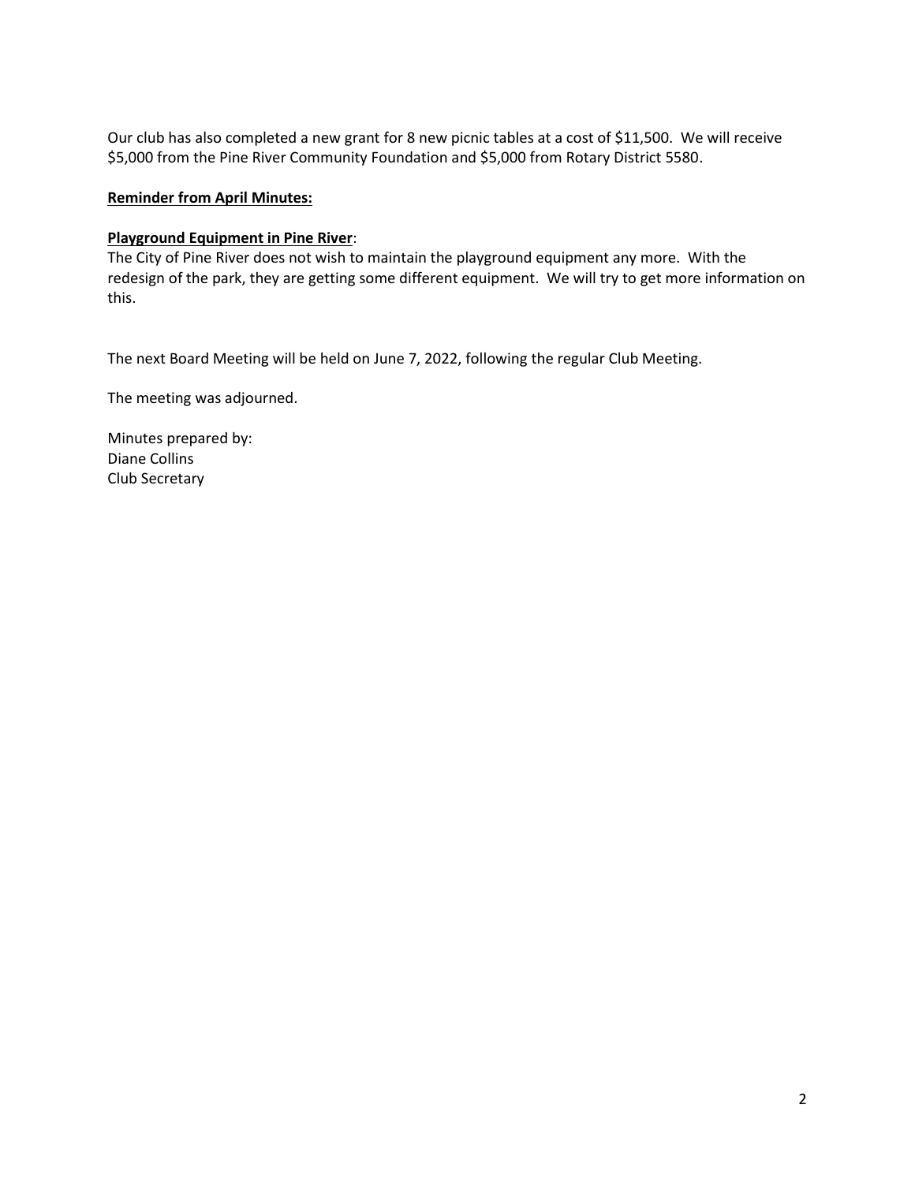Our club has also completed a new grant for 8 new picnic tables at a cost of $11,500. We will receive $5,000 from the Pine River Community Foundation and $5,000 from Rotary District 5580.

**Reminder from April Minutes:**

**Playground Equipment in Pine River**:
The City of Pine River does not wish to maintain the playground equipment any more. With the redesign of the park, they are getting some different equipment. We will try to get more information on this.

The next Board Meeting will be held on June 7, 2022, following the regular Club Meeting.

The meeting was adjourned.

Minutes prepared by:
Diane Collins
Club Secretary